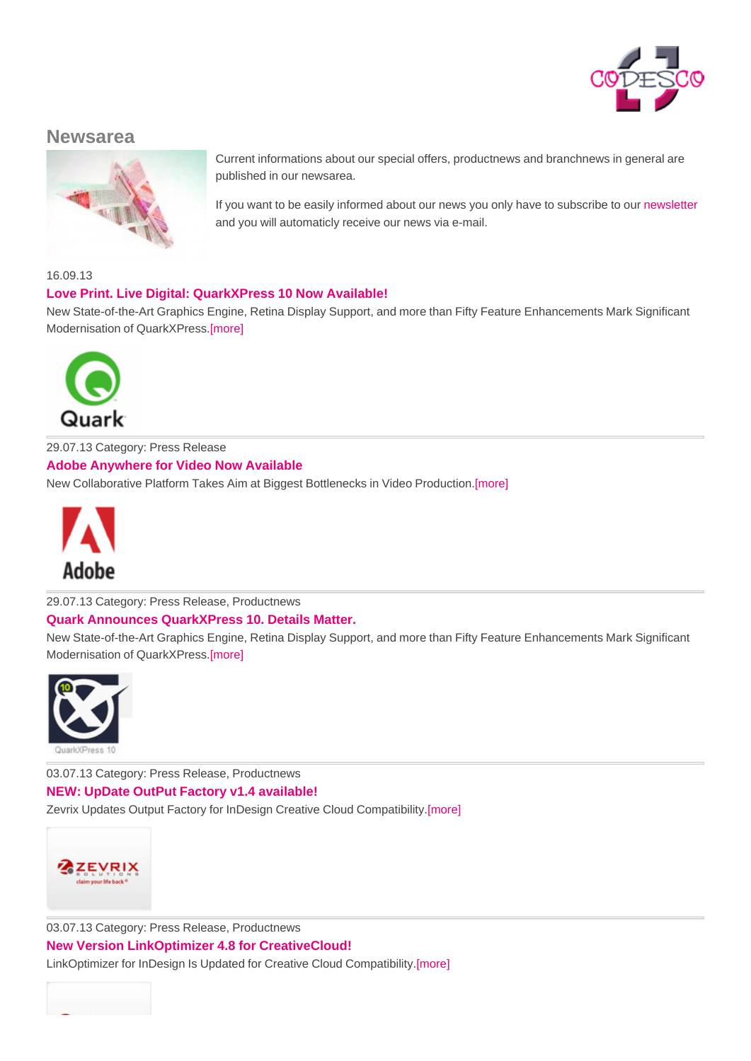## Newsarea

Current informations about our special offers, productnews and branchnews in general are published in our newsarea.

If you want to be easily informed about our news you only have to subscribe to our newsletter and you will automaticly receive our news via e-mail.

16.09.13

### Love Print. Live Digital: QuarkXPress 10 Now Available!

New State-of-the-Art Graphics Engine, Retina Display Support, and more than Fifty Feature Enhancements Mark Significant Modernisation of QuarkXPress.[more]

---

29.07.13 Category: Press Release

### Adobe Anywhere for Video Now Available

New Collaborative Platform Takes Aim at Biggest Bottlenecks in Video Production.[more]

---

29.07.13 Category: Press Release, Productnews

### Quark Announces QuarkXPress 10. Details Matter.

New State-of-the-Art Graphics Engine, Retina Display Support, and more than Fifty Feature Enhancements Mark Significant Modernisation of QuarkXPress.[more]

---

03.07.13 Category: Press Release, Productnews

### NEW: UpDate OutPut Factory v1.4 available!

Zevrix Updates Output Factory for InDesign Creative Cloud Compatibility.[more]

---

03.07.13 Category: Press Release, Productnews

### New Version LinkOptimizer 4.8 for CreativeCloud!

LinkOptimizer for InDesign Is Updated for Creative Cloud Compatibility.[more]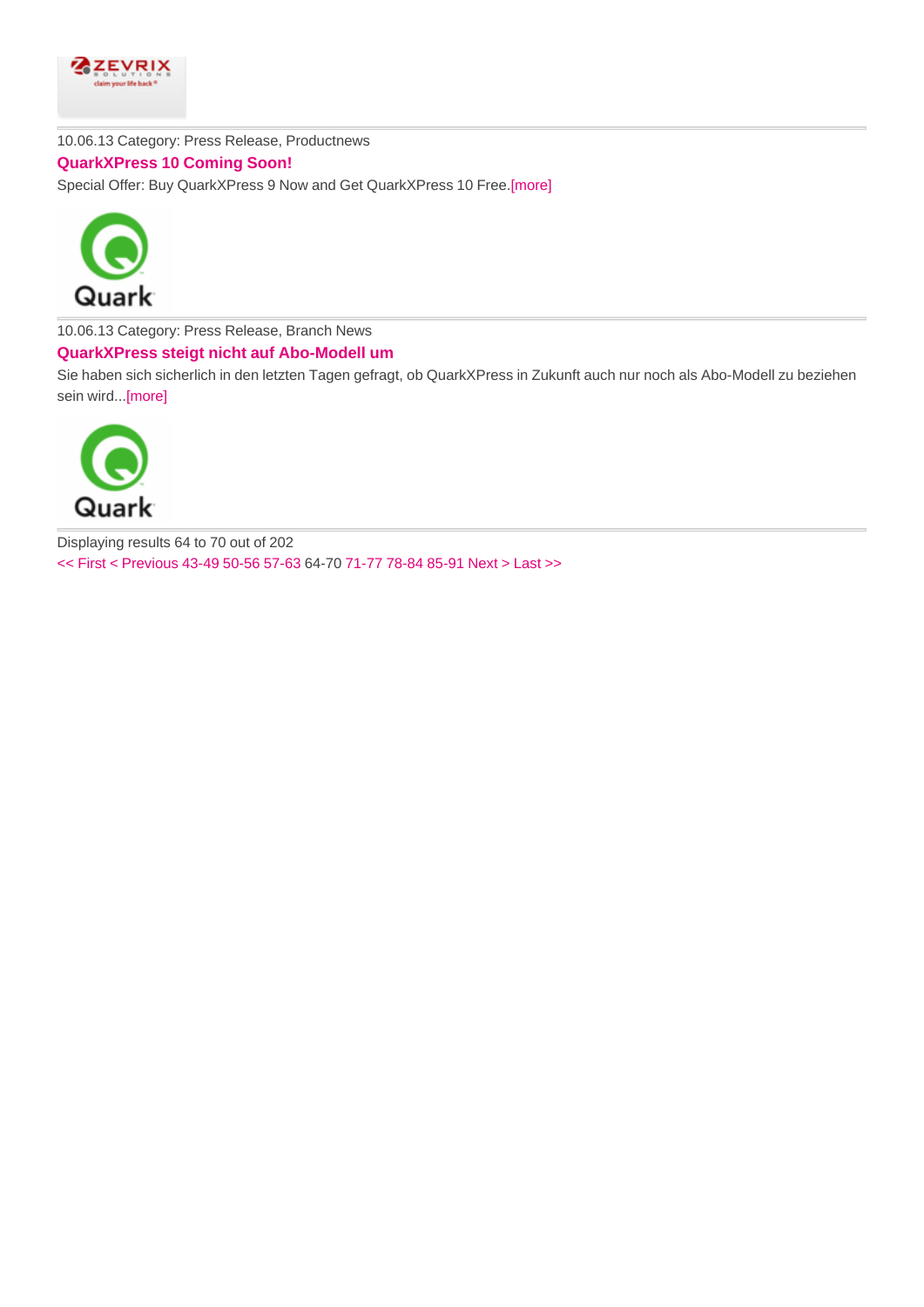10.06.13 Category: Press Release, Productnews

## QuarkXPress 10 Coming Soon!

Special Offer: Buy QuarkXPress 9 Now and Get QuarkXPress 10 Free.[more]

10.06.13 Category: Press Release, Branch News

## QuarkXPress steigt nicht auf Abo-Modell um

Sie haben sich sicherlich in den letzten Tagen gefragt, ob QuarkXPress in Zukunft auch nur noch als Abo-Modell zu beziehen sein wird...[more]

Displaying results 64 to 70 out of 202

<< First < Previous 43-49 50-56 57-63 64-70 71-77 78-84 85-91 Next > Last >>